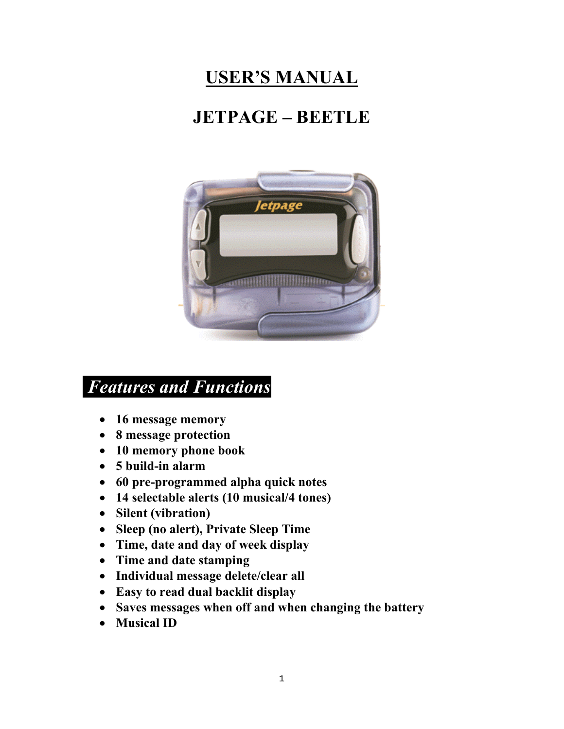# USER'S MANUAL

# JETPAGE – BEETLE

## *Features and Functions*

- **16 message memory**
- **8 message protection**
- **10 memory phone book**
- **5 build-in alarm**
- **60 pre-programmed alpha quick notes**
- **14 selectable alerts (10 musical/4 tones)**
- **Silent (vibration)**
- **Sleep (no alert), Private Sleep Time**
- **Time, date and day of week display**
- **Time and date stamping**
- **Individual message delete/clear all**
- **Easy to read dual backlit display**
- **Saves messages when off and when changing the battery**
- **Musical ID**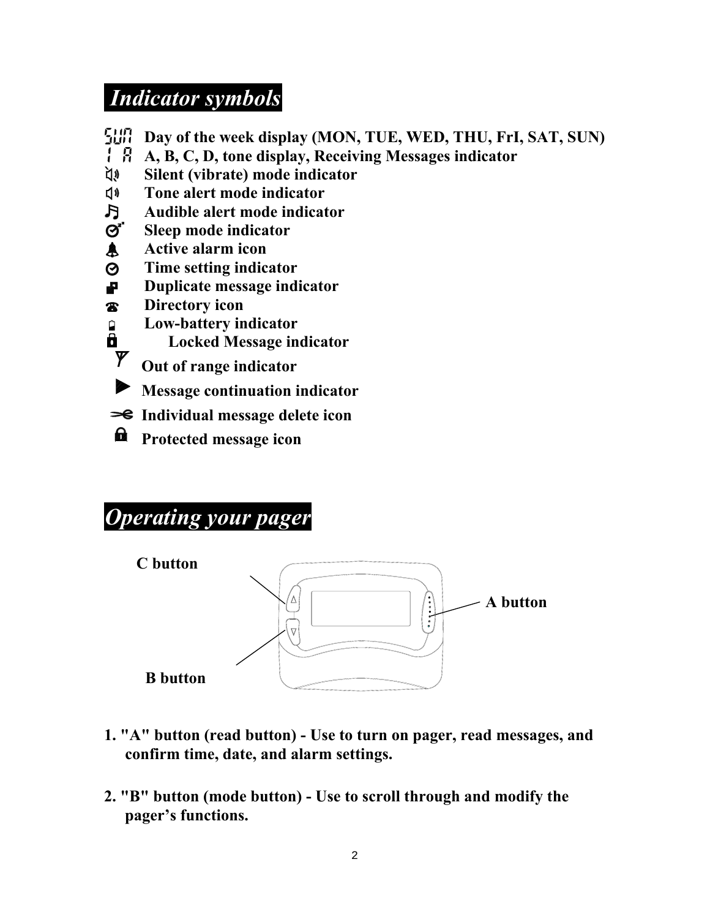## *Indicator symbols*

- Day of the week display (MON, TUE, WED, THU, FrI, SAT, SUN)
- A, B, C, D, tone display, Receiving Messages indicator
- Silent (vibrate) mode indicator
- Tone alert mode indicator
- Audible alert mode indicator
- Sleep mode indicator
- Active alarm icon
- Time setting indicator
- Duplicate message indicator
- Directory icon
- Low-battery indicator
- Locked Message indicator
- Out of range indicator
- Message continuation indicator
- Individual message delete icon
- Protected message icon

## *Operating your pager*

C button

A button

B button

1. **"A" button (read button) - Use to turn on pager, read messages, and confirm time, date, and alarm settings.**

2. **"B" button (mode button) - Use to scroll through and modify the pager's functions.**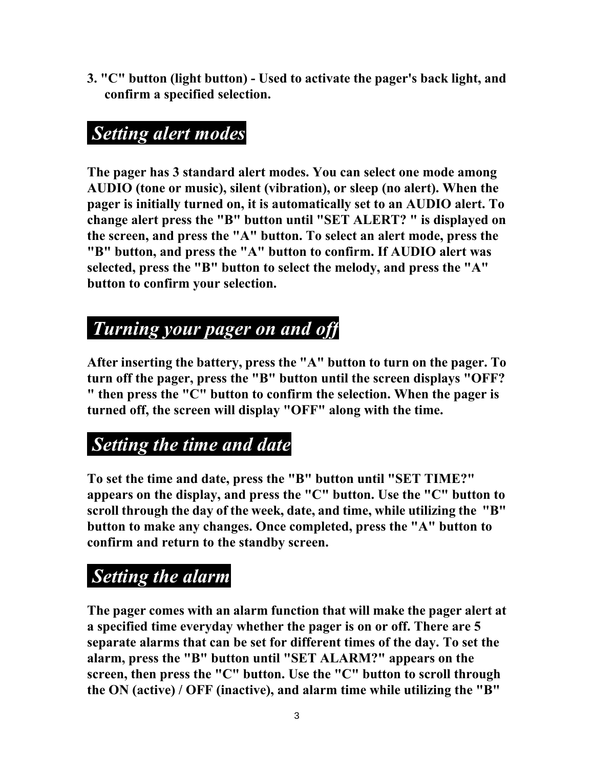3. **"C" button (light button) - Used to activate the pager's back light, and confirm a specified selection.**

## *Setting alert modes*

**The pager has 3 standard alert modes. You can select one mode among AUDIO (tone or music), silent (vibration), or sleep (no alert). When the pager is initially turned on, it is automatically set to an AUDIO alert. To change alert press the "B" button until "SET ALERT? " is displayed on the screen, and press the "A" button. To select an alert mode, press the "B" button, and press the "A" button to confirm. If AUDIO alert was selected, press the "B" button to select the melody, and press the "A" button to confirm your selection.**

## *Turning your pager on and off*

**After inserting the battery, press the "A" button to turn on the pager. To turn off the pager, press the "B" button until the screen displays "OFF? " then press the "C" button to confirm the selection. When the pager is turned off, the screen will display "OFF" along with the time.**

## *Setting the time and date*

**To set the time and date, press the "B" button until "SET TIME?" appears on the display, and press the "C" button. Use the "C" button to scroll through the day of the week, date, and time, while utilizing the "B" button to make any changes. Once completed, press the "A" button to confirm and return to the standby screen.**

## *Setting the alarm*

**The pager comes with an alarm function that will make the pager alert at a specified time everyday whether the pager is on or off. There are 5 separate alarms that can be set for different times of the day. To set the alarm, press the "B" button until "SET ALARM?" appears on the screen, then press the "C" button. Use the "C" button to scroll through the ON (active) / OFF (inactive), and alarm time while utilizing the "B"**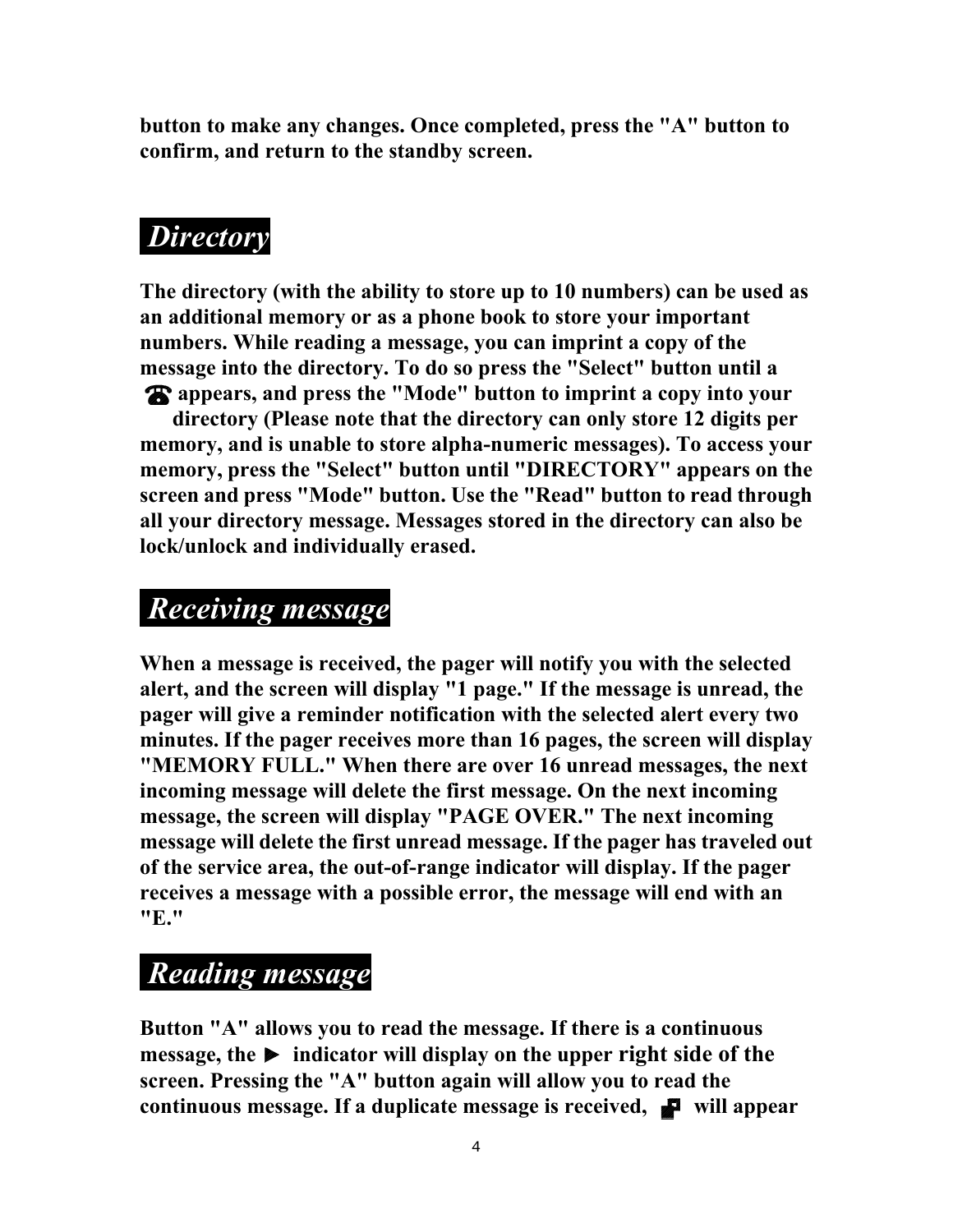**button to make any changes. Once completed, press the "A" button to confirm, and return to the standby screen.**

## *Directory*

**The directory (with the ability to store up to 10 numbers) can be used as an additional memory or as a phone book to store your important numbers. While reading a message, you can imprint a copy of the message into the directory. To do so press the "Select" button until a ☎ appears, and press the "Mode" button to imprint a copy into your directory (Please note that the directory can only store 12 digits per memory, and is unable to store alpha-numeric messages). To access your memory, press the "Select" button until "DIRECTORY" appears on the screen and press "Mode" button. Use the "Read" button to read through all your directory message. Messages stored in the directory can also be lock/unlock and individually erased.**

## *Receiving message*

**When a message is received, the pager will notify you with the selected alert, and the screen will display "1 page." If the message is unread, the pager will give a reminder notification with the selected alert every two minutes. If the pager receives more than 16 pages, the screen will display "MEMORY FULL." When there are over 16 unread messages, the next incoming message will delete the first message. On the next incoming message, the screen will display "PAGE OVER." The next incoming message will delete the first unread message. If the pager has traveled out of the service area, the out-of-range indicator will display. If the pager receives a message with a possible error, the message will end with an "E."**

## *Reading message*

**Button "A" allows you to read the message. If there is a continuous message, the ► indicator will display on the upper right side of the screen. Pressing the "A" button again will allow you to read the continuous message. If a duplicate message is received, ⧉ will appear**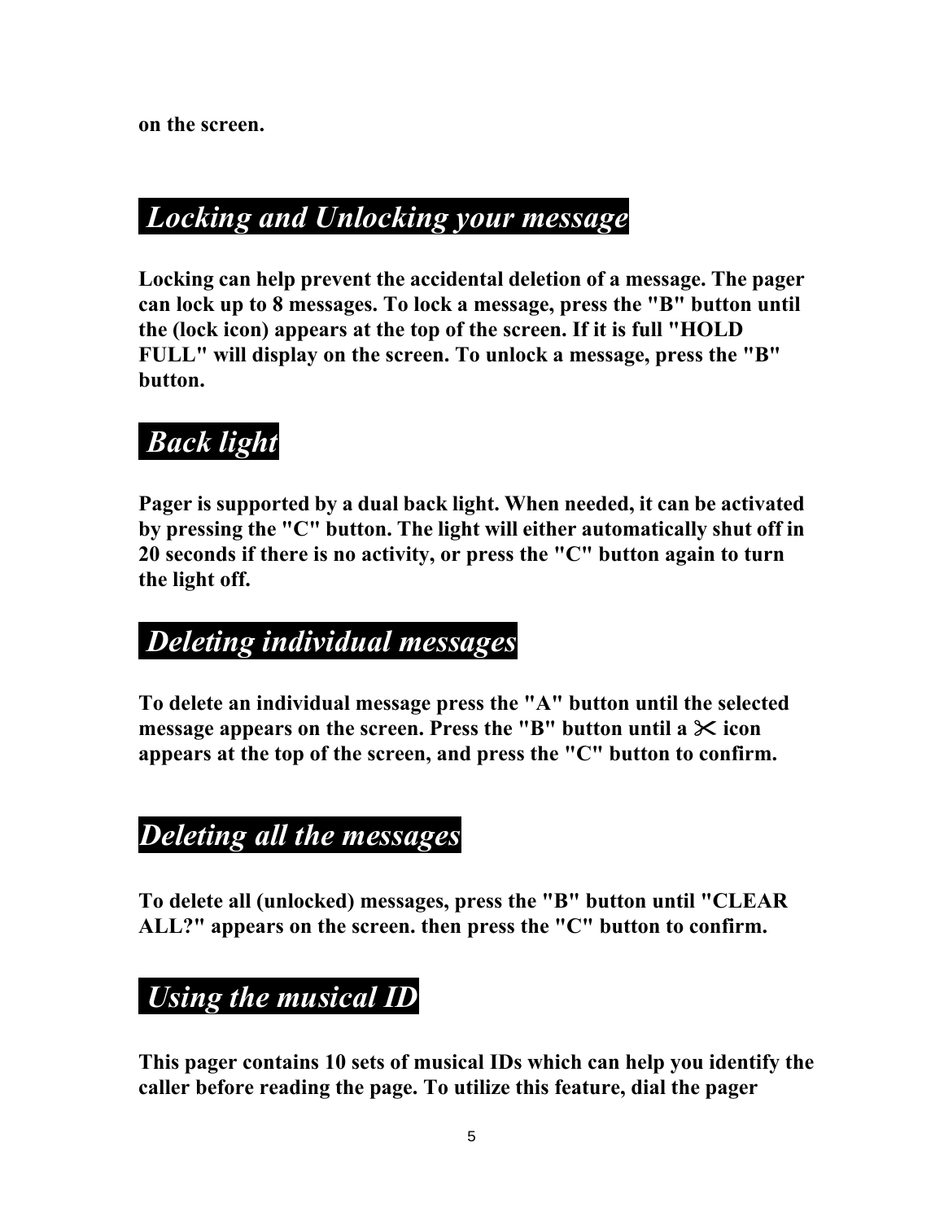**on the screen.**

## *Locking and Unlocking your message*

**Locking can help prevent the accidental deletion of a message. The pager can lock up to 8 messages. To lock a message, press the "B" button until the (lock icon) appears at the top of the screen. If it is full "HOLD FULL" will display on the screen. To unlock a message, press the "B" button.**

## *Back light*

**Pager is supported by a dual back light. When needed, it can be activated by pressing the "C" button. The light will either automatically shut off in 20 seconds if there is no activity, or press the "C" button again to turn the light off.**

## *Deleting individual messages*

**To delete an individual message press the "A" button until the selected message appears on the screen. Press the "B" button until a ✂ icon appears at the top of the screen, and press the "C" button to confirm.**

## *Deleting all the messages*

**To delete all (unlocked) messages, press the "B" button until "CLEAR ALL?" appears on the screen. then press the "C" button to confirm.**

## *Using the musical ID*

**This pager contains 10 sets of musical IDs which can help you identify the caller before reading the page. To utilize this feature, dial the pager**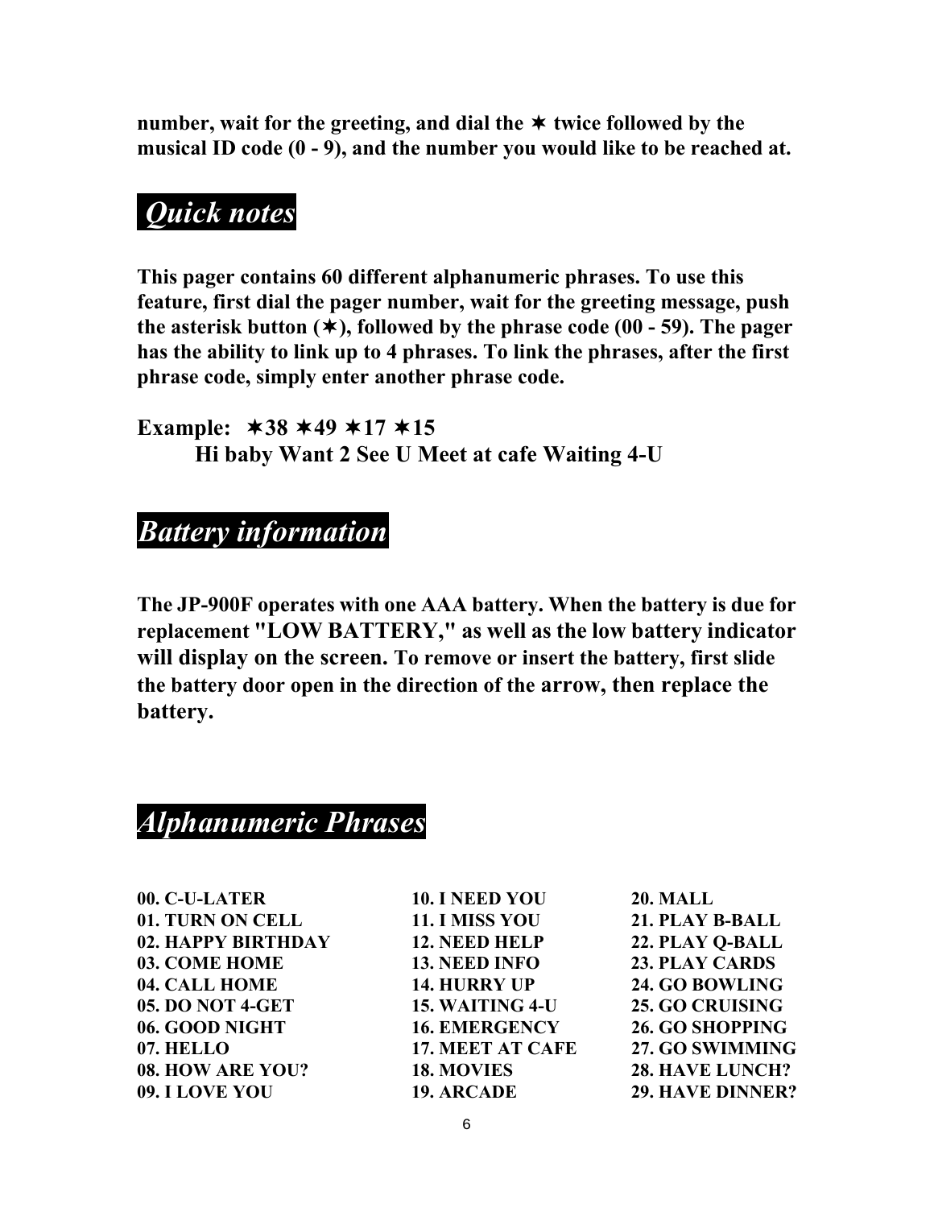**number, wait for the greeting, and dial the ✶ twice followed by the musical ID code (0 - 9), and the number you would like to be reached at.**

## *Quick notes*

**This pager contains 60 different alphanumeric phrases. To use this feature, first dial the pager number, wait for the greeting message, push the asterisk button (✶), followed by the phrase code (00 - 59). The pager has the ability to link up to 4 phrases. To link the phrases, after the first phrase code, simply enter another phrase code.**

**Example: ✶38 ✶49 ✶17 ✶15**
**Hi baby Want 2 See U Meet at cafe Waiting 4-U**

## *Battery information*

**The JP-900F operates with one AAA battery. When the battery is due for replacement "LOW BATTERY," as well as the low battery indicator will display on the screen. To remove or insert the battery, first slide the battery door open in the direction of the arrow, then replace the battery.**

## *Alphanumeric Phrases*

**00. C-U-LATER**
**01. TURN ON CELL**
**02. HAPPY BIRTHDAY**
**03. COME HOME**
**04. CALL HOME**
**05. DO NOT 4-GET**
**06. GOOD NIGHT**
**07. HELLO**
**08. HOW ARE YOU?**
**09. I LOVE YOU**
**10. I NEED YOU**
**11. I MISS YOU**
**12. NEED HELP**
**13. NEED INFO**
**14. HURRY UP**
**15. WAITING 4-U**
**16. EMERGENCY**
**17. MEET AT CAFE**
**18. MOVIES**
**19. ARCADE**
**20. MALL**
**21. PLAY B-BALL**
**22. PLAY Q-BALL**
**23. PLAY CARDS**
**24. GO BOWLING**
**25. GO CRUISING**
**26. GO SHOPPING**
**27. GO SWIMMING**
**28. HAVE LUNCH?**
**29. HAVE DINNER?**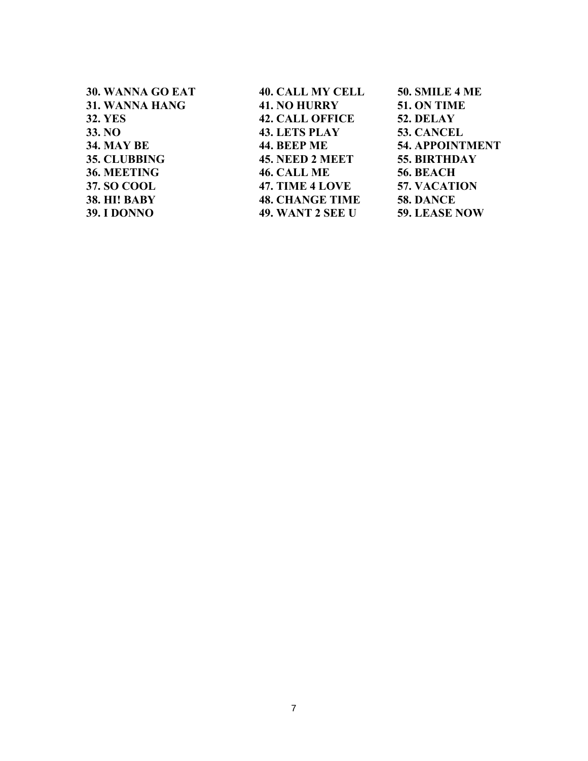**30. WANNA GO EAT**
**31. WANNA HANG**
**32. YES**
**33. NO**
**34. MAY BE**
**35. CLUBBING**
**36. MEETING**
**37. SO COOL**
**38. HI! BABY**
**39. I DONNO**
**40. CALL MY CELL**
**41. NO HURRY**
**42. CALL OFFICE**
**43. LETS PLAY**
**44. BEEP ME**
**45. NEED 2 MEET**
**46. CALL ME**
**47. TIME 4 LOVE**
**48. CHANGE TIME**
**49. WANT 2 SEE U**
**50. SMILE 4 ME**
**51. ON TIME**
**52. DELAY**
**53. CANCEL**
**54. APPOINTMENT**
**55. BIRTHDAY**
**56. BEACH**
**57. VACATION**
**58. DANCE**
**59. LEASE NOW**